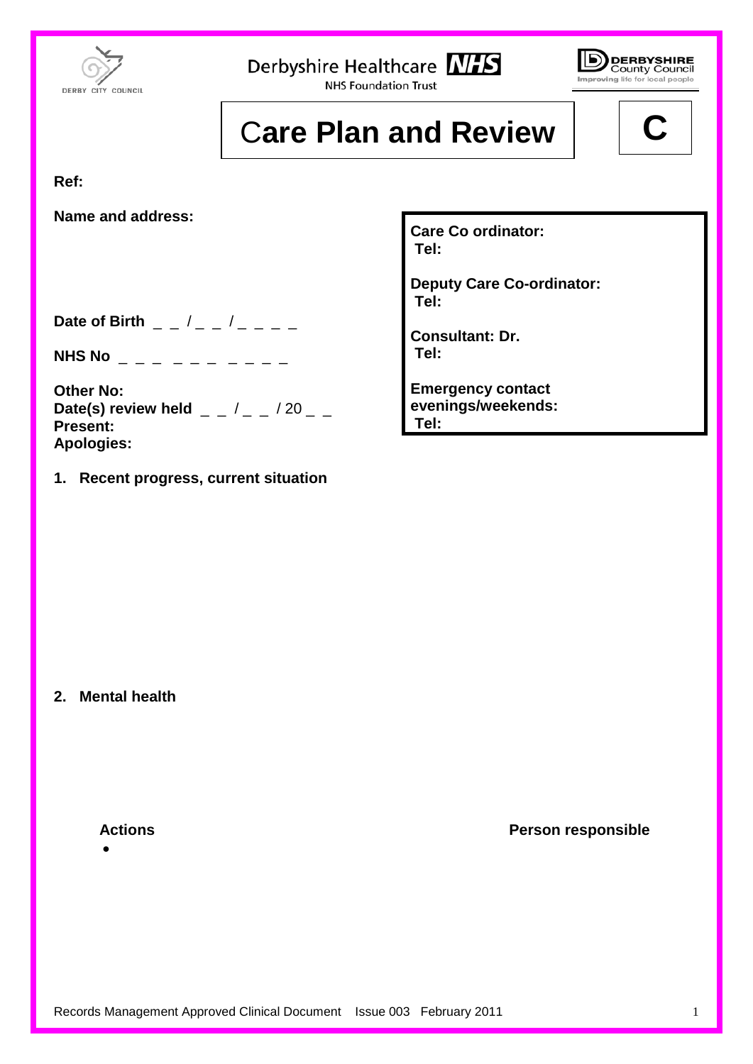DERBY CITY COUNCIL

Derbyshire Healthcare NHS
NHS Foundation Trust

DERBYSHIRE County Council
Improving life for local people

# Care Plan and Review

**C**

**Ref:**

**Name and address:**

**Date of Birth** _ _ / _ _ / _ _ _ _

**NHS No** _ _ _ _ _ _ _ _ _ _

**Other No:**
**Date(s) review held** _ _ / _ _ / 20 _ _
**Present:**
**Apologies:**

**Care Co ordinator:**
**Tel:**

**Deputy Care Co-ordinator:**
**Tel:**

**Consultant: Dr.**
**Tel:**

**Emergency contact evenings/weekends:**
**Tel:**

## 1. Recent progress, current situation

## 2. Mental health

| **Actions** | **Person responsible** |
|---|---|
| • | |

Records Management Approved Clinical Document Issue 003 February 2011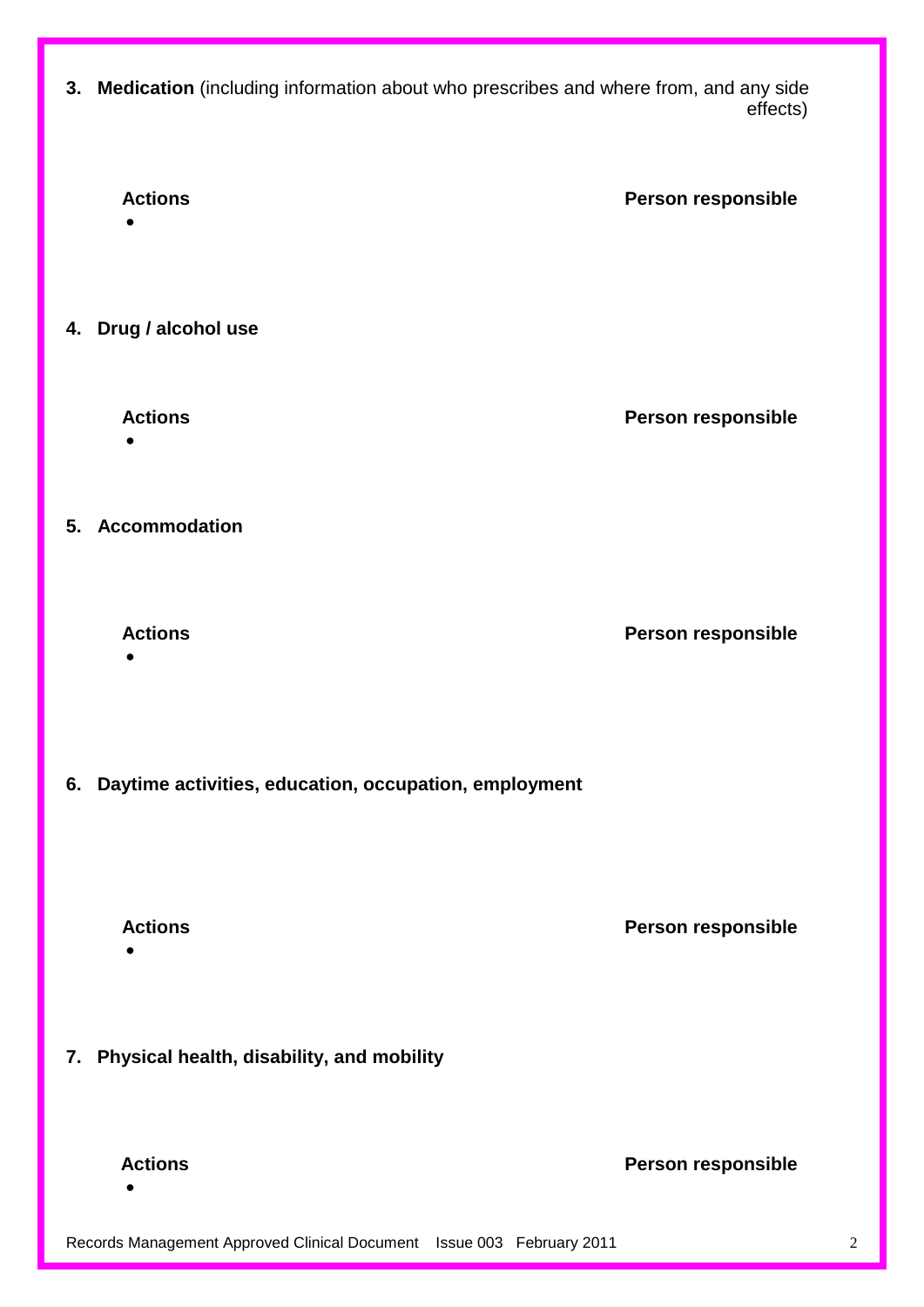**3. Medication** (including information about who prescribes and where from, and any side effects)

| **Actions** | **Person responsible** |
|---|---|
| • | |

**4. Drug / alcohol use**

| **Actions** | **Person responsible** |
|---|---|
| • | |

**5. Accommodation**

| **Actions** | **Person responsible** |
|---|---|
| • | |

**6. Daytime activities, education, occupation, employment**

| **Actions** | **Person responsible** |
|---|---|
| • | |

**7. Physical health, disability, and mobility**

| **Actions** | **Person responsible** |
|---|---|
| • | |

Records Management Approved Clinical Document Issue 003 February 2011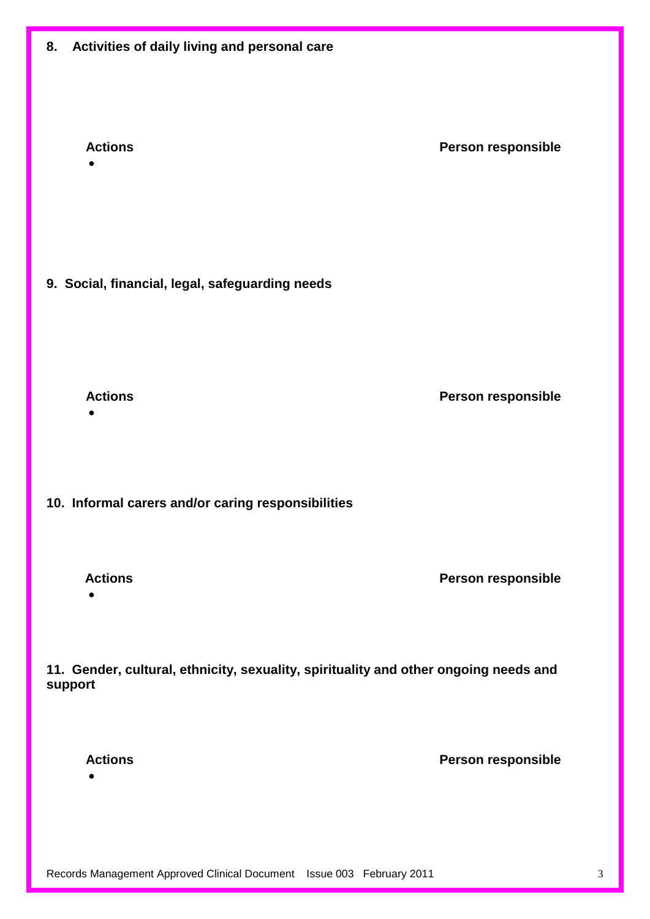**8. Activities of daily living and personal care**

**Actions** **Person responsible**

- 

**9. Social, financial, legal, safeguarding needs**

**Actions** **Person responsible**

- 

**10. Informal carers and/or caring responsibilities**

**Actions** **Person responsible**

- 

**11. Gender, cultural, ethnicity, sexuality, spirituality and other ongoing needs and support**

**Actions** **Person responsible**

- 

Records Management Approved Clinical Document Issue 003 February 2011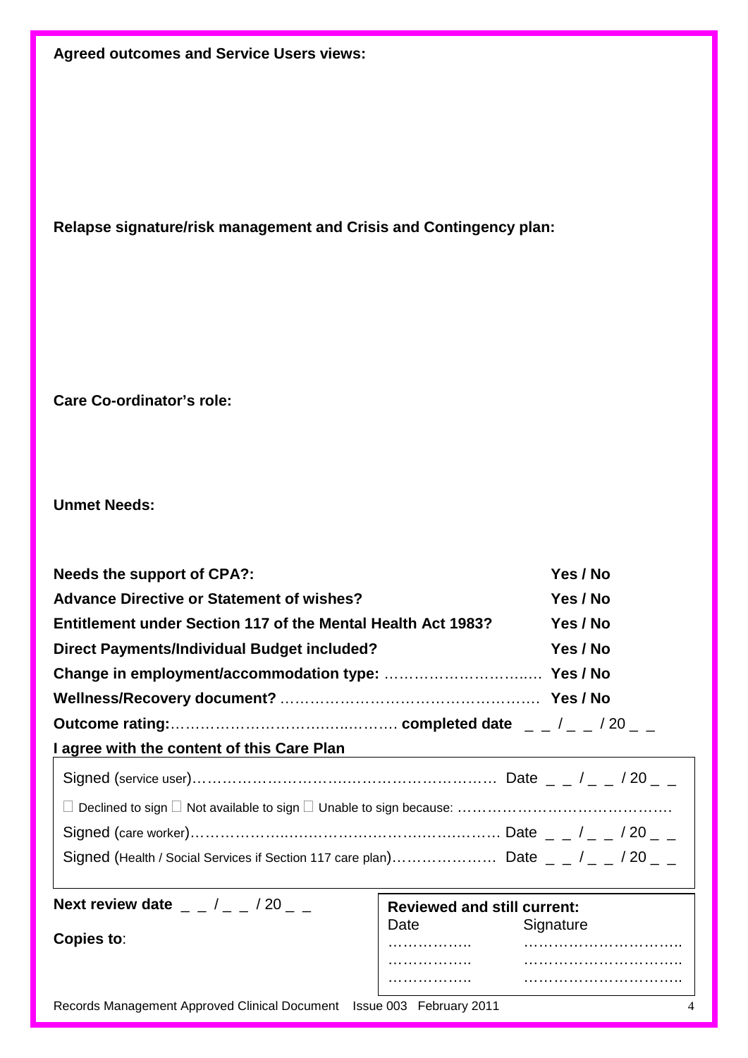**Agreed outcomes and Service Users views:**

**Relapse signature/risk management and Crisis and Contingency plan:**

**Care Co-ordinator's role:**

**Unmet Needs:**

| | |
|---|---|
| **Needs the support of CPA?:** | **Yes / No** |
| **Advance Directive or Statement of wishes?** | **Yes / No** |
| **Entitlement under Section 117 of the Mental Health Act 1983?** | **Yes / No** |
| **Direct Payments/Individual Budget included?** | **Yes / No** |
| **Change in employment/accommodation type:** ………………………… | **Yes / No** |
| **Wellness/Recovery document?** …………………………………………… | **Yes / No** |

**Outcome rating:**……………………………………… **completed date** _ _ / _ _ / 20 _ _

**I agree with the content of this Care Plan**

Signed (service user)……………………………………………………… Date _ _ / _ _ / 20 _ _

☐ Declined to sign ☐ Not available to sign ☐ Unable to sign because: ……………………………………

Signed (care worker)……………………………………………………… Date _ _ / _ _ / 20 _ _

Signed (Health / Social Services if Section 117 care plan)………………… Date _ _ / _ _ / 20 _ _

**Next review date** _ _ / _ _ / 20 _ _

**Copies to**:

**Reviewed and still current:**

| Date | Signature |
|---|---|
| …………….. | ………………………….. |
| …………….. | ………………………….. |
| …………….. | ………………………….. |

Records Management Approved Clinical Document Issue 003 February 2011